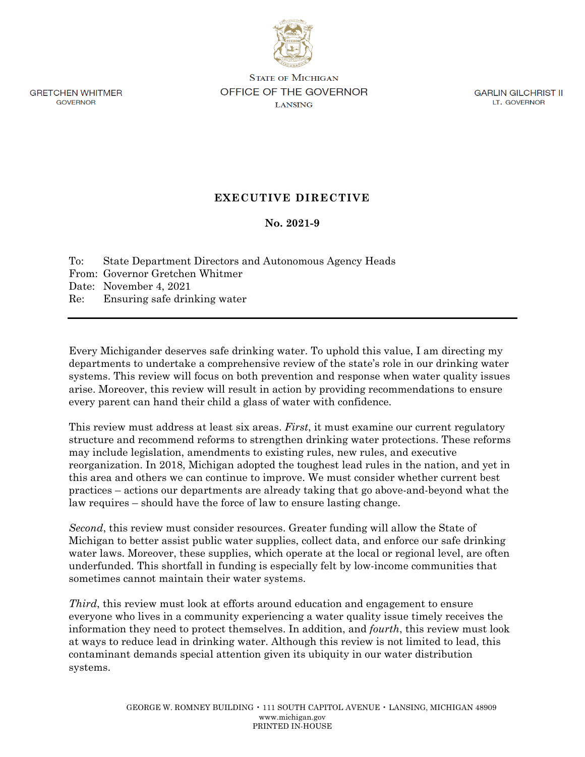GRETCHEN WHITMER
GOVERNOR

STATE OF MICHIGAN
OFFICE OF THE GOVERNOR
LANSING

GARLIN GILCHRIST II
LT. GOVERNOR

# EXECUTIVE DIRECTIVE

## No. 2021-9

To: State Department Directors and Autonomous Agency Heads
From: Governor Gretchen Whitmer
Date: November 4, 2021
Re: Ensuring safe drinking water

---

Every Michigander deserves safe drinking water. To uphold this value, I am directing my departments to undertake a comprehensive review of the state's role in our drinking water systems. This review will focus on both prevention and response when water quality issues arise. Moreover, this review will result in action by providing recommendations to ensure every parent can hand their child a glass of water with confidence.

This review must address at least six areas. *First*, it must examine our current regulatory structure and recommend reforms to strengthen drinking water protections. These reforms may include legislation, amendments to existing rules, new rules, and executive reorganization. In 2018, Michigan adopted the toughest lead rules in the nation, and yet in this area and others we can continue to improve. We must consider whether current best practices – actions our departments are already taking that go above-and-beyond what the law requires – should have the force of law to ensure lasting change.

*Second*, this review must consider resources. Greater funding will allow the State of Michigan to better assist public water supplies, collect data, and enforce our safe drinking water laws. Moreover, these supplies, which operate at the local or regional level, are often underfunded. This shortfall in funding is especially felt by low-income communities that sometimes cannot maintain their water systems.

*Third*, this review must look at efforts around education and engagement to ensure everyone who lives in a community experiencing a water quality issue timely receives the information they need to protect themselves. In addition, and *fourth*, this review must look at ways to reduce lead in drinking water. Although this review is not limited to lead, this contaminant demands special attention given its ubiquity in our water distribution systems.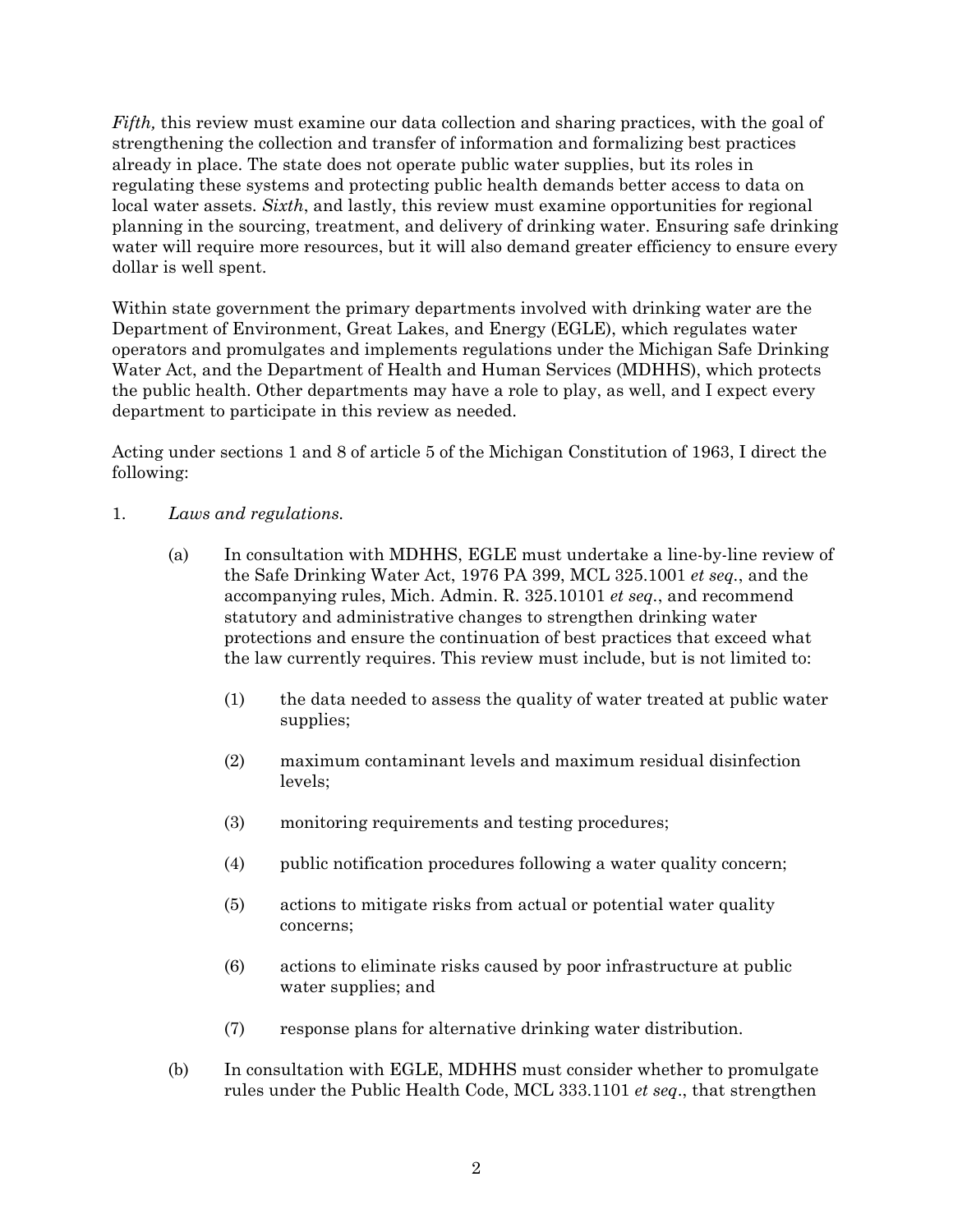*Fifth,* this review must examine our data collection and sharing practices, with the goal of strengthening the collection and transfer of information and formalizing best practices already in place. The state does not operate public water supplies, but its roles in regulating these systems and protecting public health demands better access to data on local water assets. *Sixth*, and lastly, this review must examine opportunities for regional planning in the sourcing, treatment, and delivery of drinking water. Ensuring safe drinking water will require more resources, but it will also demand greater efficiency to ensure every dollar is well spent.

Within state government the primary departments involved with drinking water are the Department of Environment, Great Lakes, and Energy (EGLE), which regulates water operators and promulgates and implements regulations under the Michigan Safe Drinking Water Act, and the Department of Health and Human Services (MDHHS), which protects the public health. Other departments may have a role to play, as well, and I expect every department to participate in this review as needed.

Acting under sections 1 and 8 of article 5 of the Michigan Constitution of 1963, I direct the following:

1. *Laws and regulations.*

   (a) In consultation with MDHHS, EGLE must undertake a line-by-line review of the Safe Drinking Water Act, 1976 PA 399, MCL 325.1001 *et seq.*, and the accompanying rules, Mich. Admin. R. 325.10101 *et seq.*, and recommend statutory and administrative changes to strengthen drinking water protections and ensure the continuation of best practices that exceed what the law currently requires. This review must include, but is not limited to:

      (1) the data needed to assess the quality of water treated at public water supplies;

      (2) maximum contaminant levels and maximum residual disinfection levels;

      (3) monitoring requirements and testing procedures;

      (4) public notification procedures following a water quality concern;

      (5) actions to mitigate risks from actual or potential water quality concerns;

      (6) actions to eliminate risks caused by poor infrastructure at public water supplies; and

      (7) response plans for alternative drinking water distribution.

   (b) In consultation with EGLE, MDHHS must consider whether to promulgate rules under the Public Health Code, MCL 333.1101 *et seq*., that strengthen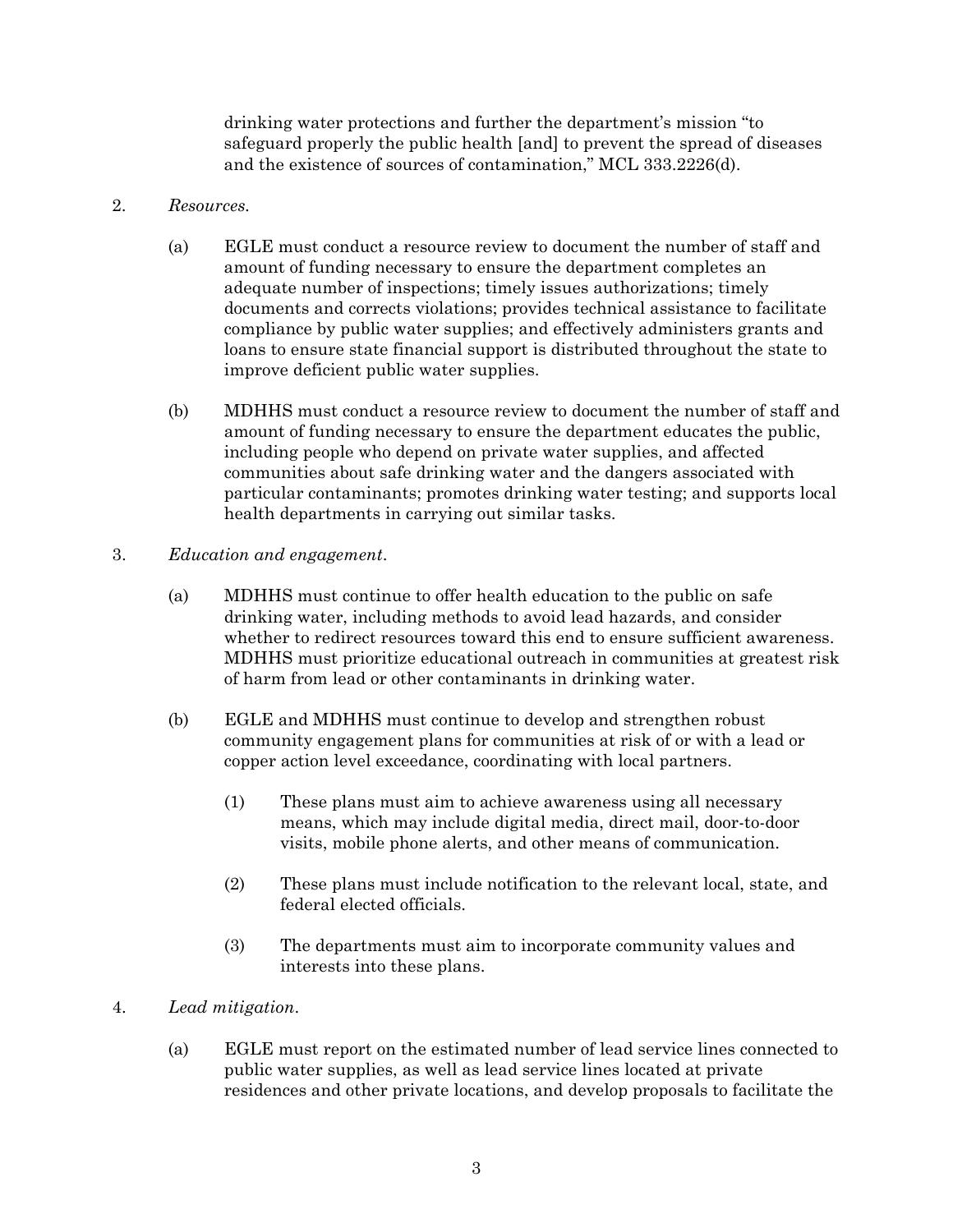drinking water protections and further the department's mission "to safeguard properly the public health [and] to prevent the spread of diseases and the existence of sources of contamination," MCL 333.2226(d).

2. *Resources.*

   (a) EGLE must conduct a resource review to document the number of staff and amount of funding necessary to ensure the department completes an adequate number of inspections; timely issues authorizations; timely documents and corrects violations; provides technical assistance to facilitate compliance by public water supplies; and effectively administers grants and loans to ensure state financial support is distributed throughout the state to improve deficient public water supplies.

   (b) MDHHS must conduct a resource review to document the number of staff and amount of funding necessary to ensure the department educates the public, including people who depend on private water supplies, and affected communities about safe drinking water and the dangers associated with particular contaminants; promotes drinking water testing; and supports local health departments in carrying out similar tasks.

3. *Education and engagement.*

   (a) MDHHS must continue to offer health education to the public on safe drinking water, including methods to avoid lead hazards, and consider whether to redirect resources toward this end to ensure sufficient awareness. MDHHS must prioritize educational outreach in communities at greatest risk of harm from lead or other contaminants in drinking water.

   (b) EGLE and MDHHS must continue to develop and strengthen robust community engagement plans for communities at risk of or with a lead or copper action level exceedance, coordinating with local partners.

      (1) These plans must aim to achieve awareness using all necessary means, which may include digital media, direct mail, door-to-door visits, mobile phone alerts, and other means of communication.

      (2) These plans must include notification to the relevant local, state, and federal elected officials.

      (3) The departments must aim to incorporate community values and interests into these plans.

4. *Lead mitigation.*

   (a) EGLE must report on the estimated number of lead service lines connected to public water supplies, as well as lead service lines located at private residences and other private locations, and develop proposals to facilitate the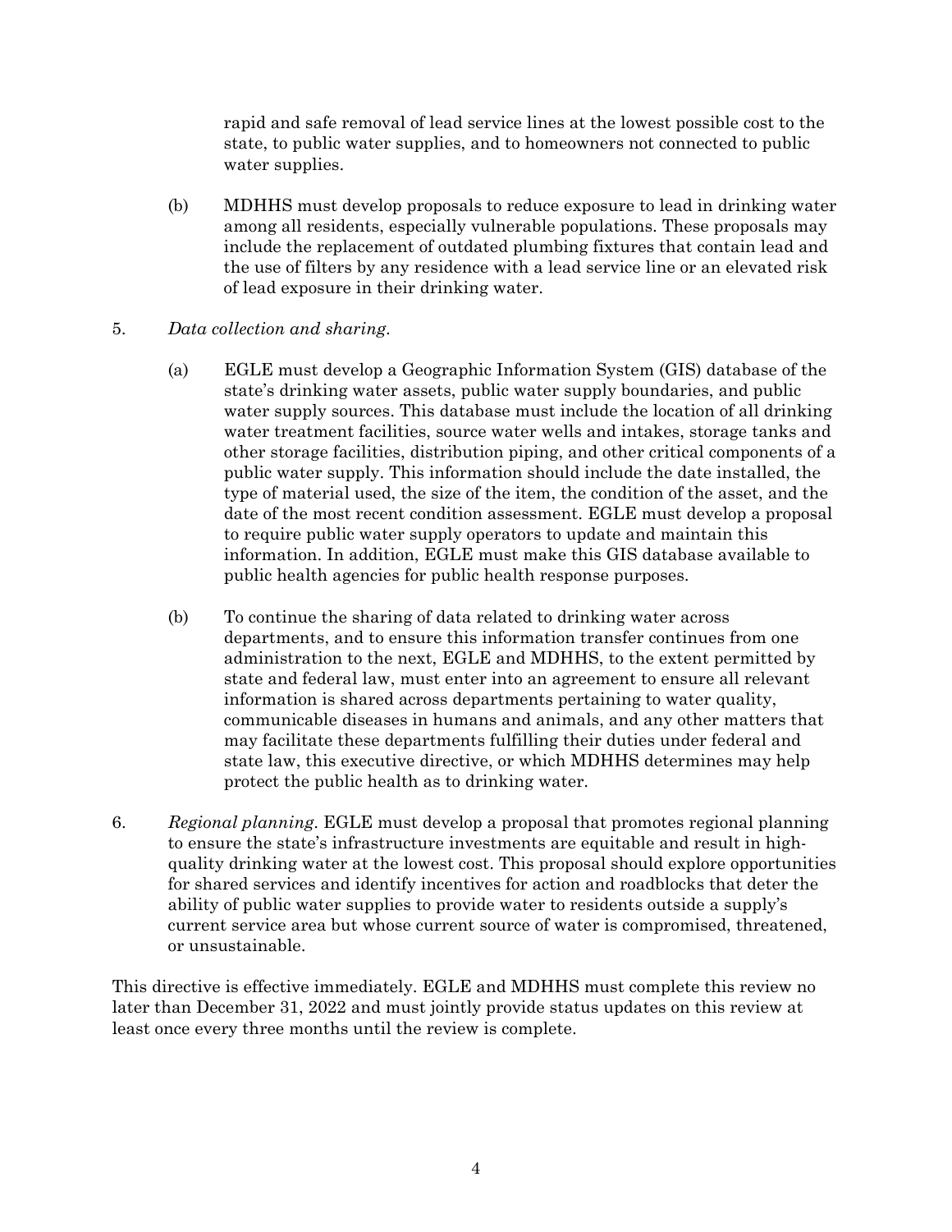rapid and safe removal of lead service lines at the lowest possible cost to the state, to public water supplies, and to homeowners not connected to public water supplies.

(b) MDHHS must develop proposals to reduce exposure to lead in drinking water among all residents, especially vulnerable populations. These proposals may include the replacement of outdated plumbing fixtures that contain lead and the use of filters by any residence with a lead service line or an elevated risk of lead exposure in their drinking water.

5. *Data collection and sharing.*

(a) EGLE must develop a Geographic Information System (GIS) database of the state's drinking water assets, public water supply boundaries, and public water supply sources. This database must include the location of all drinking water treatment facilities, source water wells and intakes, storage tanks and other storage facilities, distribution piping, and other critical components of a public water supply. This information should include the date installed, the type of material used, the size of the item, the condition of the asset, and the date of the most recent condition assessment. EGLE must develop a proposal to require public water supply operators to update and maintain this information. In addition, EGLE must make this GIS database available to public health agencies for public health response purposes.

(b) To continue the sharing of data related to drinking water across departments, and to ensure this information transfer continues from one administration to the next, EGLE and MDHHS, to the extent permitted by state and federal law, must enter into an agreement to ensure all relevant information is shared across departments pertaining to water quality, communicable diseases in humans and animals, and any other matters that may facilitate these departments fulfilling their duties under federal and state law, this executive directive, or which MDHHS determines may help protect the public health as to drinking water.

6. *Regional planning.* EGLE must develop a proposal that promotes regional planning to ensure the state's infrastructure investments are equitable and result in high-quality drinking water at the lowest cost. This proposal should explore opportunities for shared services and identify incentives for action and roadblocks that deter the ability of public water supplies to provide water to residents outside a supply's current service area but whose current source of water is compromised, threatened, or unsustainable.

This directive is effective immediately. EGLE and MDHHS must complete this review no later than December 31, 2022 and must jointly provide status updates on this review at least once every three months until the review is complete.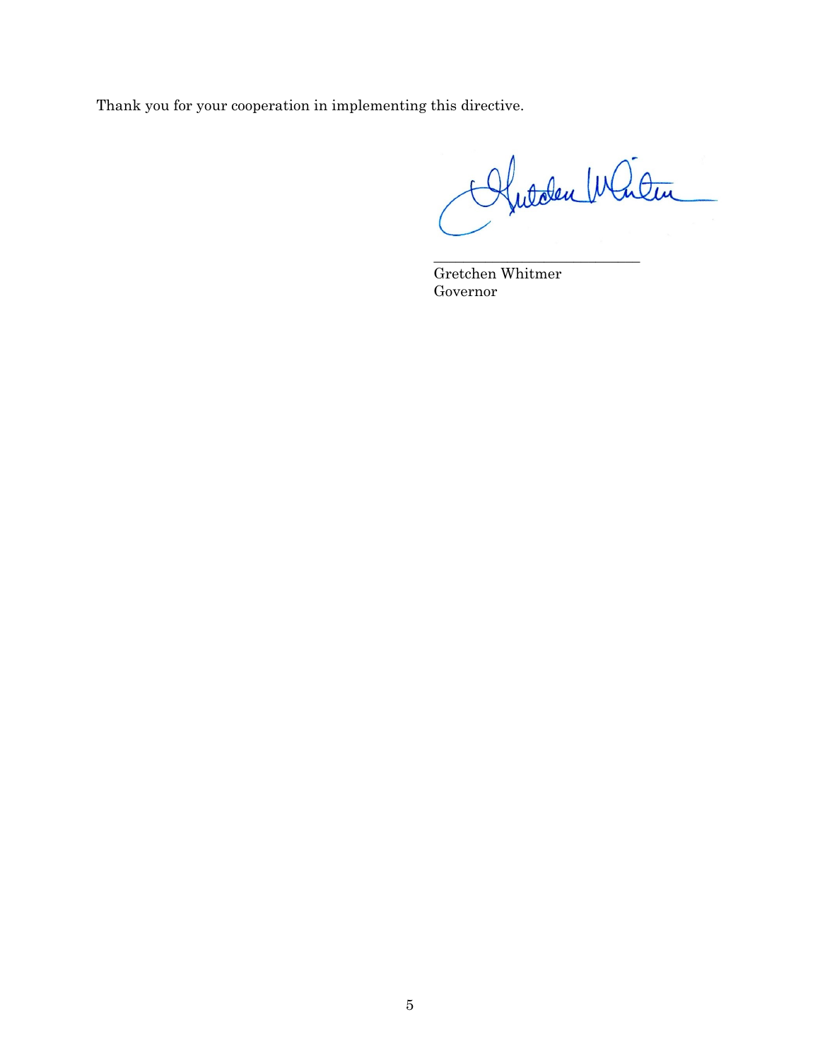Thank you for your cooperation in implementing this directive.

\_\_\_\_\_\_\_\_\_\_\_\_\_\_\_\_\_\_\_\_\_\_\_\_\_\_\_\_\_\_

Gretchen Whitmer
Governor